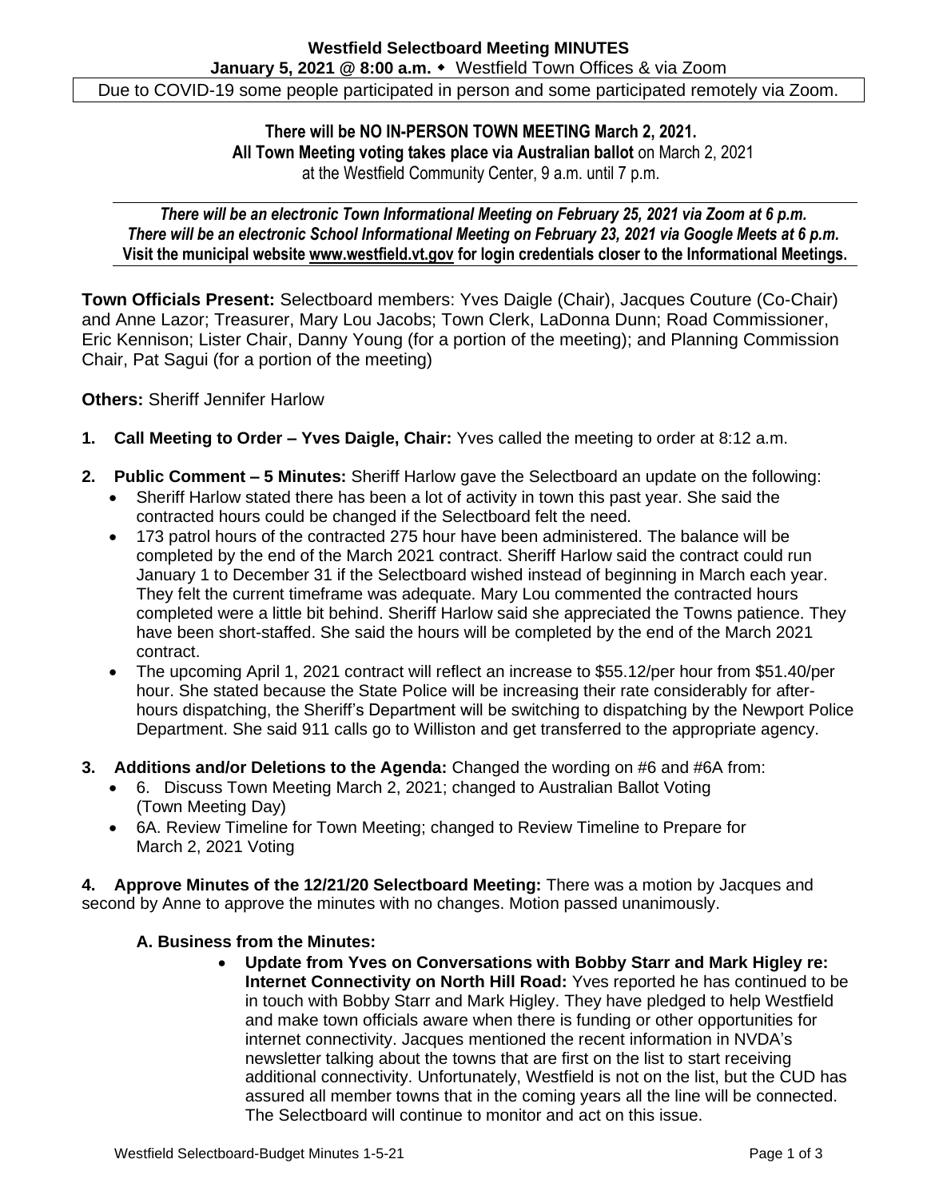**Westfield Selectboard Meeting MINUTES**

**January 5, 2021 @ 8:00 a.m.** ◆ Westfield Town Offices & via Zoom

Due to COVID-19 some people participated in person and some participated remotely via Zoom.

**There will be NO IN-PERSON TOWN MEETING March 2, 2021.**
**All Town Meeting voting takes place via Australian ballot** on March 2, 2021
at the Westfield Community Center, 9 a.m. until 7 p.m.

***There will be an electronic Town Informational Meeting on February 25, 2021 via Zoom at 6 p.m.***
***There will be an electronic School Informational Meeting on February 23, 2021 via Google Meets at 6 p.m.***
**Visit the municipal website www.westfield.vt.gov for login credentials closer to the Informational Meetings.**

**Town Officials Present:** Selectboard members: Yves Daigle (Chair), Jacques Couture (Co-Chair) and Anne Lazor; Treasurer, Mary Lou Jacobs; Town Clerk, LaDonna Dunn; Road Commissioner, Eric Kennison; Lister Chair, Danny Young (for a portion of the meeting); and Planning Commission Chair, Pat Sagui (for a portion of the meeting)

**Others:** Sheriff Jennifer Harlow

1. **Call Meeting to Order – Yves Daigle, Chair:** Yves called the meeting to order at 8:12 a.m.

2. **Public Comment – 5 Minutes:** Sheriff Harlow gave the Selectboard an update on the following:
   - Sheriff Harlow stated there has been a lot of activity in town this past year. She said the contracted hours could be changed if the Selectboard felt the need.
   - 173 patrol hours of the contracted 275 hour have been administered. The balance will be completed by the end of the March 2021 contract. Sheriff Harlow said the contract could run January 1 to December 31 if the Selectboard wished instead of beginning in March each year. They felt the current timeframe was adequate. Mary Lou commented the contracted hours completed were a little bit behind. Sheriff Harlow said she appreciated the Towns patience. They have been short-staffed. She said the hours will be completed by the end of the March 2021 contract.
   - The upcoming April 1, 2021 contract will reflect an increase to $55.12/per hour from $51.40/per hour. She stated because the State Police will be increasing their rate considerably for after-hours dispatching, the Sheriff's Department will be switching to dispatching by the Newport Police Department. She said 911 calls go to Williston and get transferred to the appropriate agency.

3. **Additions and/or Deletions to the Agenda:** Changed the wording on #6 and #6A from:
   - 6. Discuss Town Meeting March 2, 2021; changed to Australian Ballot Voting (Town Meeting Day)
   - 6A. Review Timeline for Town Meeting; changed to Review Timeline to Prepare for March 2, 2021 Voting

4. **Approve Minutes of the 12/21/20 Selectboard Meeting:** There was a motion by Jacques and second by Anne to approve the minutes with no changes. Motion passed unanimously.

   **A. Business from the Minutes:**
   - **Update from Yves on Conversations with Bobby Starr and Mark Higley re: Internet Connectivity on North Hill Road:** Yves reported he has continued to be in touch with Bobby Starr and Mark Higley. They have pledged to help Westfield and make town officials aware when there is funding or other opportunities for internet connectivity. Jacques mentioned the recent information in NVDA's newsletter talking about the towns that are first on the list to start receiving additional connectivity. Unfortunately, Westfield is not on the list, but the CUD has assured all member towns that in the coming years all the line will be connected. The Selectboard will continue to monitor and act on this issue.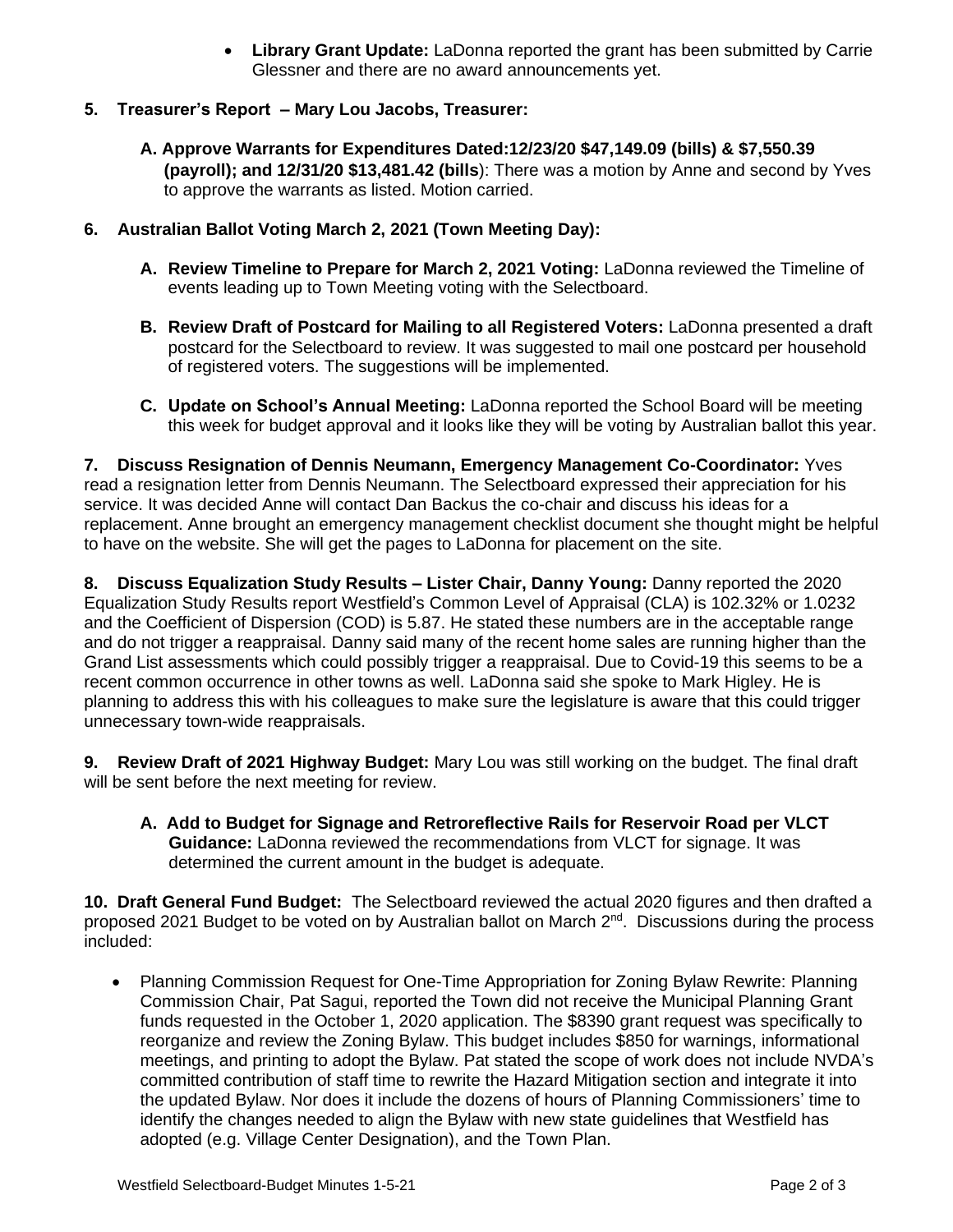- **Library Grant Update:** LaDonna reported the grant has been submitted by Carrie Glessner and there are no award announcements yet.

**5. Treasurer's Report – Mary Lou Jacobs, Treasurer:**

**A. Approve Warrants for Expenditures Dated:12/23/20 $47,149.09 (bills) & $7,550.39 (payroll); and 12/31/20 $13,481.42 (bills**): There was a motion by Anne and second by Yves to approve the warrants as listed. Motion carried.

**6. Australian Ballot Voting March 2, 2021 (Town Meeting Day):**

**A. Review Timeline to Prepare for March 2, 2021 Voting:** LaDonna reviewed the Timeline of events leading up to Town Meeting voting with the Selectboard.

**B. Review Draft of Postcard for Mailing to all Registered Voters:** LaDonna presented a draft postcard for the Selectboard to review. It was suggested to mail one postcard per household of registered voters. The suggestions will be implemented.

**C. Update on School's Annual Meeting:** LaDonna reported the School Board will be meeting this week for budget approval and it looks like they will be voting by Australian ballot this year.

**7. Discuss Resignation of Dennis Neumann, Emergency Management Co-Coordinator:** Yves read a resignation letter from Dennis Neumann. The Selectboard expressed their appreciation for his service. It was decided Anne will contact Dan Backus the co-chair and discuss his ideas for a replacement. Anne brought an emergency management checklist document she thought might be helpful to have on the website. She will get the pages to LaDonna for placement on the site.

**8. Discuss Equalization Study Results – Lister Chair, Danny Young:** Danny reported the 2020 Equalization Study Results report Westfield's Common Level of Appraisal (CLA) is 102.32% or 1.0232 and the Coefficient of Dispersion (COD) is 5.87. He stated these numbers are in the acceptable range and do not trigger a reappraisal. Danny said many of the recent home sales are running higher than the Grand List assessments which could possibly trigger a reappraisal. Due to Covid-19 this seems to be a recent common occurrence in other towns as well. LaDonna said she spoke to Mark Higley. He is planning to address this with his colleagues to make sure the legislature is aware that this could trigger unnecessary town-wide reappraisals.

**9. Review Draft of 2021 Highway Budget:** Mary Lou was still working on the budget. The final draft will be sent before the next meeting for review.

**A. Add to Budget for Signage and Retroreflective Rails for Reservoir Road per VLCT Guidance:** LaDonna reviewed the recommendations from VLCT for signage. It was determined the current amount in the budget is adequate.

**10. Draft General Fund Budget:** The Selectboard reviewed the actual 2020 figures and then drafted a proposed 2021 Budget to be voted on by Australian ballot on March 2nd. Discussions during the process included:

- Planning Commission Request for One-Time Appropriation for Zoning Bylaw Rewrite: Planning Commission Chair, Pat Sagui, reported the Town did not receive the Municipal Planning Grant funds requested in the October 1, 2020 application. The $8390 grant request was specifically to reorganize and review the Zoning Bylaw. This budget includes $850 for warnings, informational meetings, and printing to adopt the Bylaw. Pat stated the scope of work does not include NVDA's committed contribution of staff time to rewrite the Hazard Mitigation section and integrate it into the updated Bylaw. Nor does it include the dozens of hours of Planning Commissioners' time to identify the changes needed to align the Bylaw with new state guidelines that Westfield has adopted (e.g. Village Center Designation), and the Town Plan.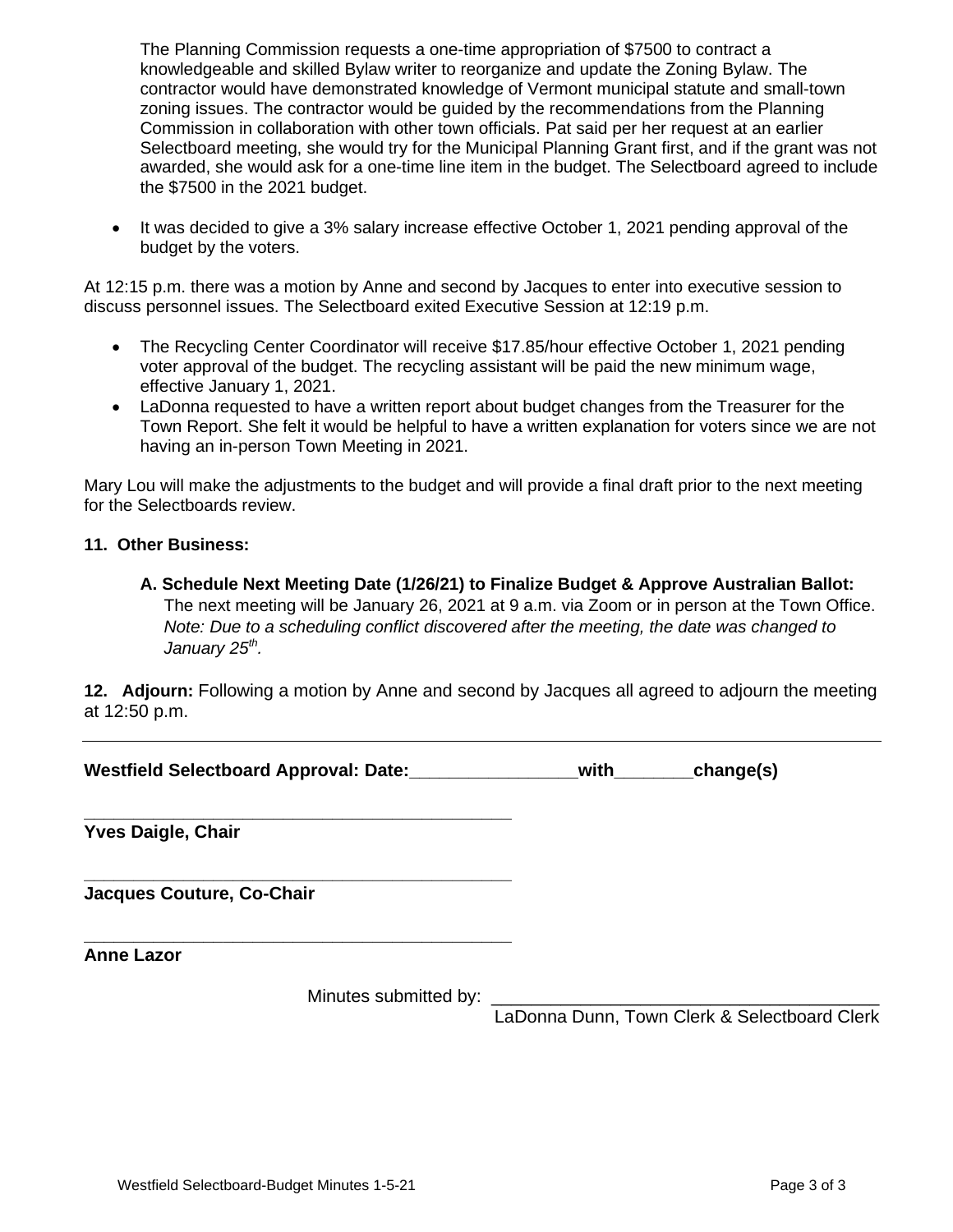The Planning Commission requests a one-time appropriation of $7500 to contract a knowledgeable and skilled Bylaw writer to reorganize and update the Zoning Bylaw. The contractor would have demonstrated knowledge of Vermont municipal statute and small-town zoning issues. The contractor would be guided by the recommendations from the Planning Commission in collaboration with other town officials. Pat said per her request at an earlier Selectboard meeting, she would try for the Municipal Planning Grant first, and if the grant was not awarded, she would ask for a one-time line item in the budget. The Selectboard agreed to include the $7500 in the 2021 budget.

- It was decided to give a 3% salary increase effective October 1, 2021 pending approval of the budget by the voters.

At 12:15 p.m. there was a motion by Anne and second by Jacques to enter into executive session to discuss personnel issues. The Selectboard exited Executive Session at 12:19 p.m.

- The Recycling Center Coordinator will receive $17.85/hour effective October 1, 2021 pending voter approval of the budget. The recycling assistant will be paid the new minimum wage, effective January 1, 2021.
- LaDonna requested to have a written report about budget changes from the Treasurer for the Town Report. She felt it would be helpful to have a written explanation for voters since we are not having an in-person Town Meeting in 2021.

Mary Lou will make the adjustments to the budget and will provide a final draft prior to the next meeting for the Selectboards review.

**11. Other Business:**

**A. Schedule Next Meeting Date (1/26/21) to Finalize Budget & Approve Australian Ballot:** The next meeting will be January 26, 2021 at 9 a.m. via Zoom or in person at the Town Office. *Note: Due to a scheduling conflict discovered after the meeting, the date was changed to January 25th.*

**12. Adjourn:** Following a motion by Anne and second by Jacques all agreed to adjourn the meeting at 12:50 p.m.

---

**Westfield Selectboard Approval: Date:________________with________change(s)**

_____________________________________________
**Yves Daigle, Chair**

_____________________________________________
**Jacques Couture, Co-Chair**

_____________________________________________
**Anne Lazor**

Minutes submitted by: _____________________________________
LaDonna Dunn, Town Clerk & Selectboard Clerk